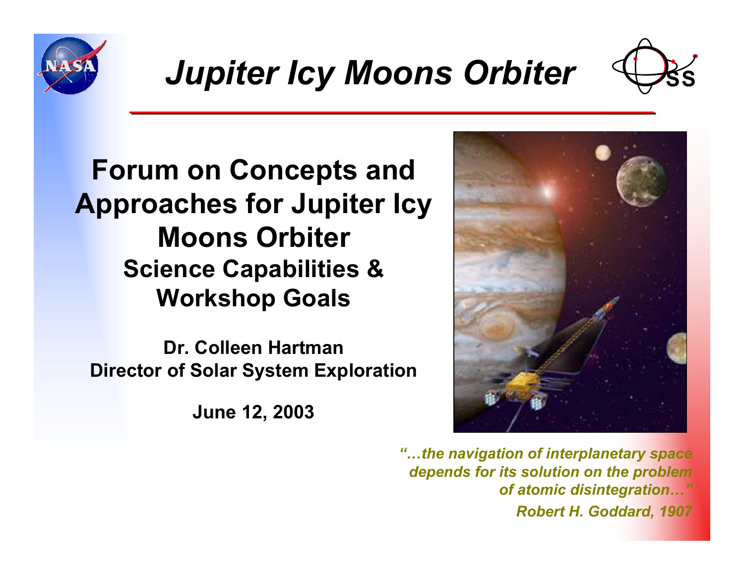# *Jupiter Icy Moons Orbiter*

## Forum on Concepts and Approaches for Jupiter Icy Moons Orbiter

### Science Capabilities & Workshop Goals

**Dr. Colleen Hartman**
**Director of Solar System Exploration**

**June 12, 2003**

*"…the navigation of interplanetary space depends for its solution on the problem of atomic disintegration…"*
*Robert H. Goddard, 1907*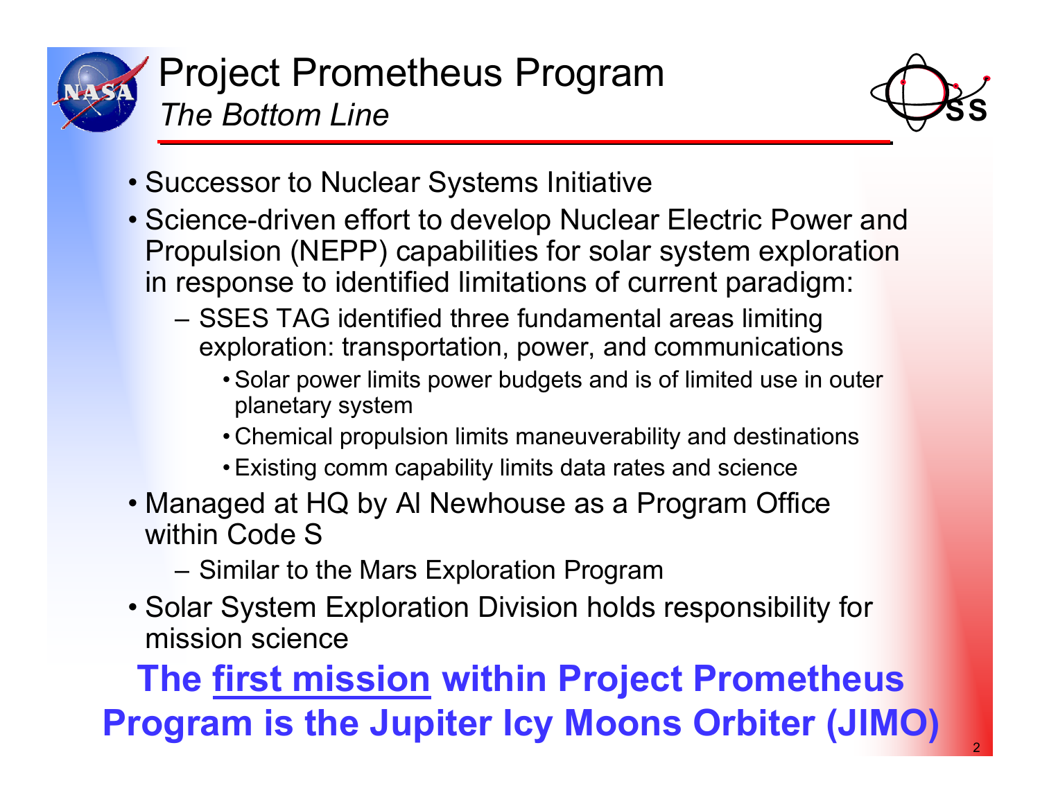# Project Prometheus Program

## *The Bottom Line*

- Successor to Nuclear Systems Initiative
- Science-driven effort to develop Nuclear Electric Power and Propulsion (NEPP) capabilities for solar system exploration in response to identified limitations of current paradigm:
  - SSES TAG identified three fundamental areas limiting exploration: transportation, power, and communications
    - Solar power limits power budgets and is of limited use in outer planetary system
    - Chemical propulsion limits maneuverability and destinations
    - Existing comm capability limits data rates and science
- Managed at HQ by Al Newhouse as a Program Office within Code S
  - Similar to the Mars Exploration Program
- Solar System Exploration Division holds responsibility for mission science

**The <u>first mission</u> within Project Prometheus Program is the Jupiter Icy Moons Orbiter (JIMO)**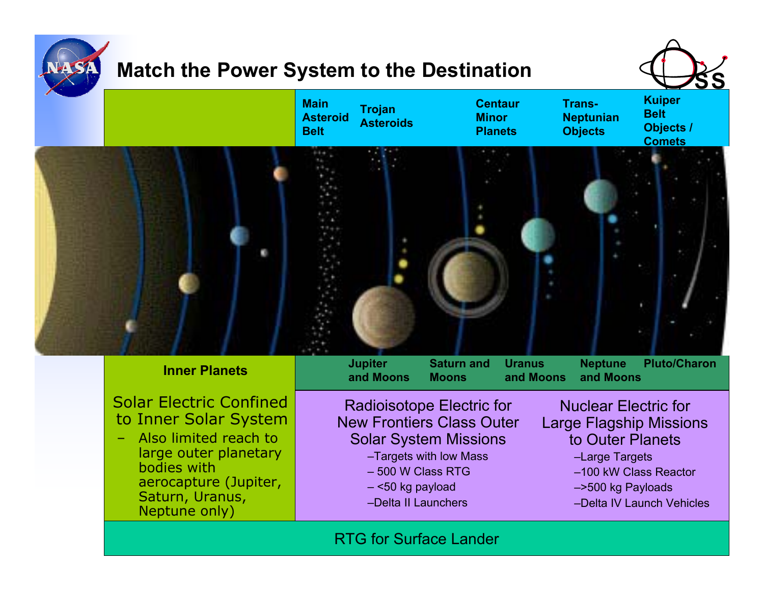# Match the Power System to the Destination

| | Main Asteroid Belt | Trojan Asteroids | Centaur Minor Planets | Trans-Neptunian Objects | Kuiper Belt Objects / Comets |
|---|---|---|---|---|---|

| Inner Planets | Jupiter and Moons | Saturn and Moons | Uranus and Moons | Neptune and Moons | Pluto/Charon |
|---|---|---|---|---|---|

**Solar Electric Confined to Inner Solar System**

- Also limited reach to large outer planetary bodies with aerocapture (Jupiter, Saturn, Uranus, Neptune only)

**Radioisotope Electric for New Frontiers Class Outer Solar System Missions**

- Targets with low Mass
- 500 W Class RTG
- <50 kg payload
- Delta II Launchers

**Nuclear Electric for Large Flagship Missions to Outer Planets**

- Large Targets
- 100 kW Class Reactor
- >500 kg Payloads
- Delta IV Launch Vehicles

**RTG for Surface Lander**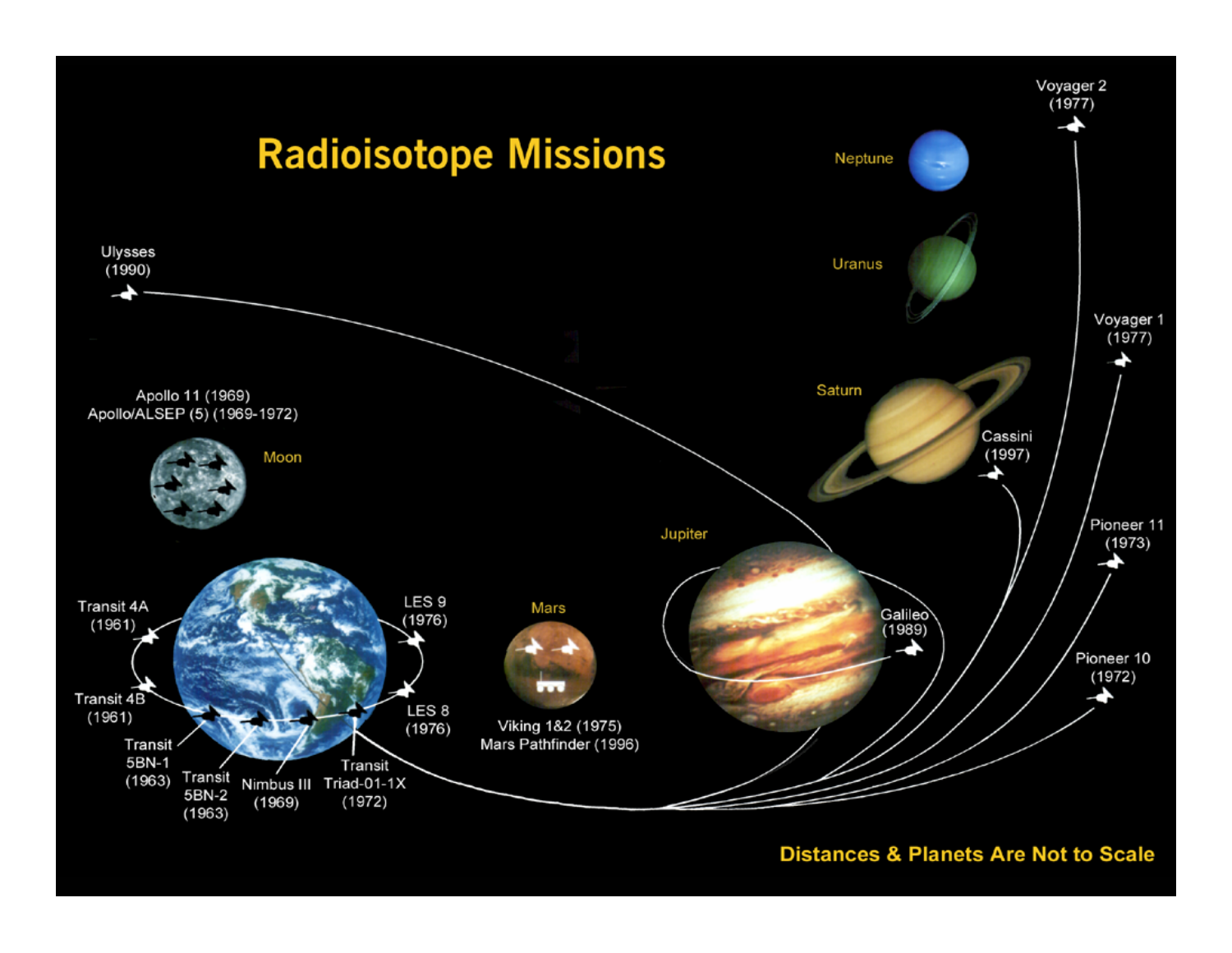# Radioisotope Missions

Ulysses (1990)

Apollo 11 (1969)
Apollo/ALSEP (5) (1969-1972)

Moon

Transit 4A (1961)

Transit 4B (1961)

Transit 5BN-1 (1963)

Transit 5BN-2 (1963)

Nimbus III (1969)

Transit Triad-01-1X (1972)

LES 9 (1976)

LES 8 (1976)

Mars

Viking 1&2 (1975)
Mars Pathfinder (1996)

Jupiter

Galileo (1989)

Saturn

Cassini (1997)

Uranus

Neptune

Voyager 2 (1977)

Voyager 1 (1977)

Pioneer 11 (1973)

Pioneer 10 (1972)

**Distances & Planets Are Not to Scale**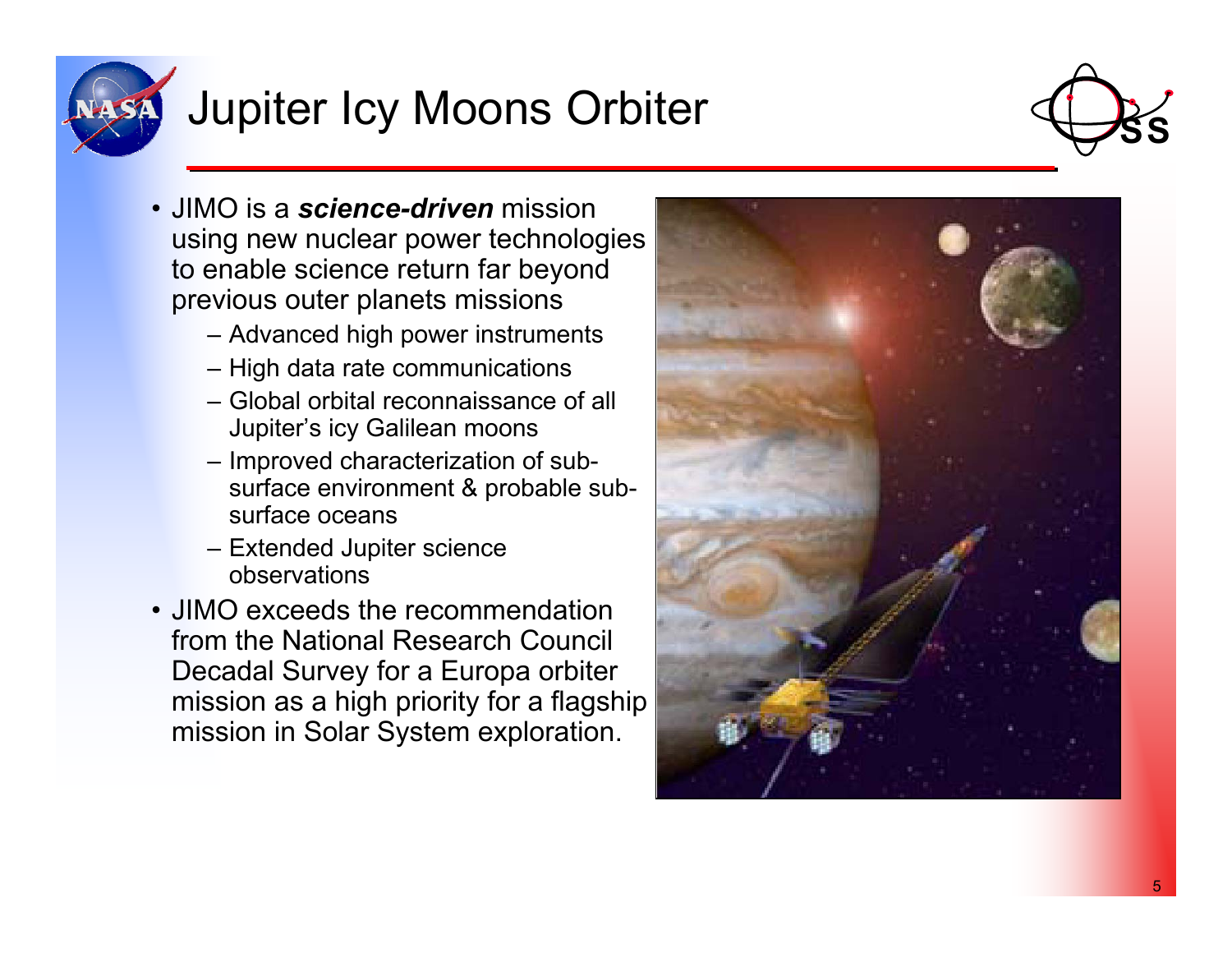# Jupiter Icy Moons Orbiter

- JIMO is a ***science-driven*** mission using new nuclear power technologies to enable science return far beyond previous outer planets missions
  - Advanced high power instruments
  - High data rate communications
  - Global orbital reconnaissance of all Jupiter's icy Galilean moons
  - Improved characterization of sub-surface environment & probable sub-surface oceans
  - Extended Jupiter science observations
- JIMO exceeds the recommendation from the National Research Council Decadal Survey for a Europa orbiter mission as a high priority for a flagship mission in Solar System exploration.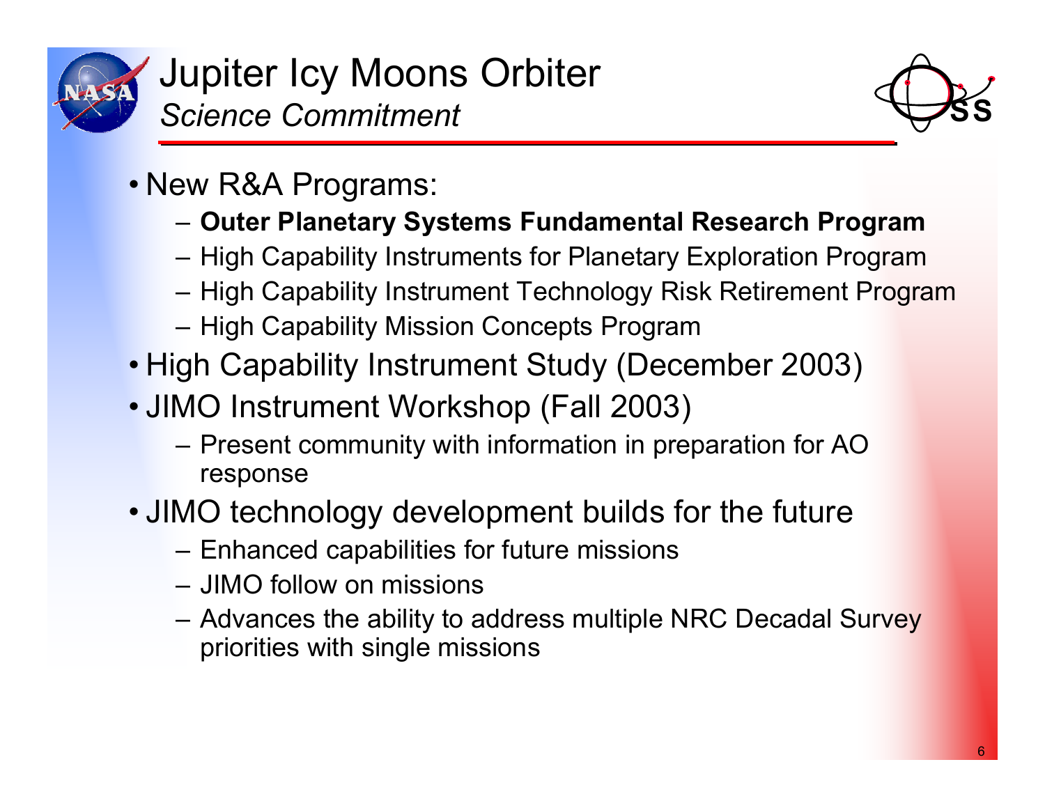# Jupiter Icy Moons Orbiter

## *Science Commitment*

- New R&A Programs:
  - **Outer Planetary Systems Fundamental Research Program**
  - High Capability Instruments for Planetary Exploration Program
  - High Capability Instrument Technology Risk Retirement Program
  - High Capability Mission Concepts Program
- High Capability Instrument Study (December 2003)
- JIMO Instrument Workshop (Fall 2003)
  - Present community with information in preparation for AO response
- JIMO technology development builds for the future
  - Enhanced capabilities for future missions
  - JIMO follow on missions
  - Advances the ability to address multiple NRC Decadal Survey priorities with single missions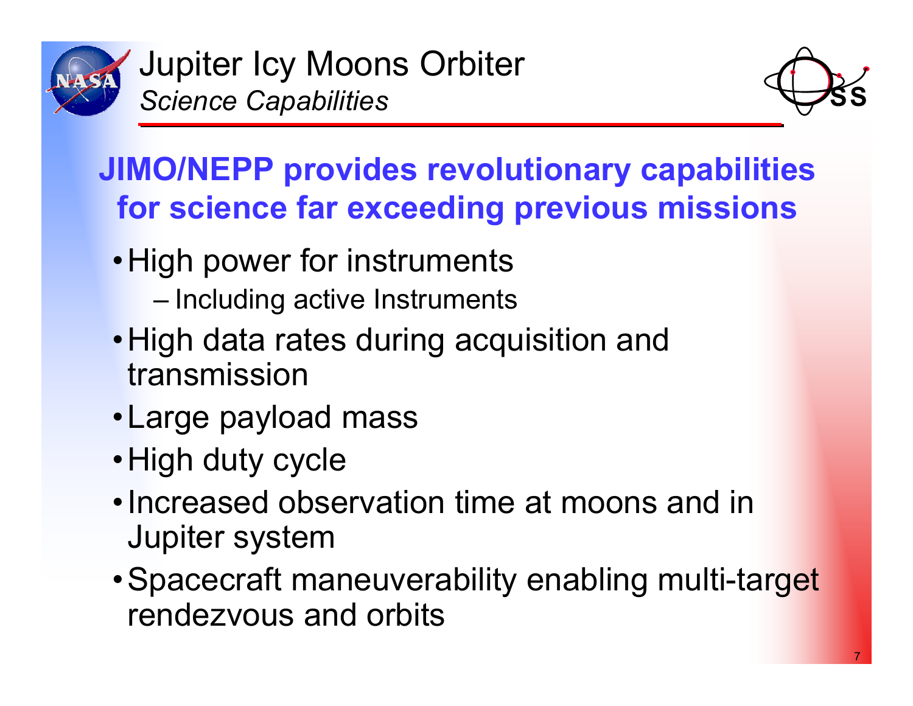# Jupiter Icy Moons Orbiter

*Science Capabilities*

## JIMO/NEPP provides revolutionary capabilities for science far exceeding previous missions

- High power for instruments
  - Including active Instruments
- High data rates during acquisition and transmission
- Large payload mass
- High duty cycle
- Increased observation time at moons and in Jupiter system
- Spacecraft maneuverability enabling multi-target rendezvous and orbits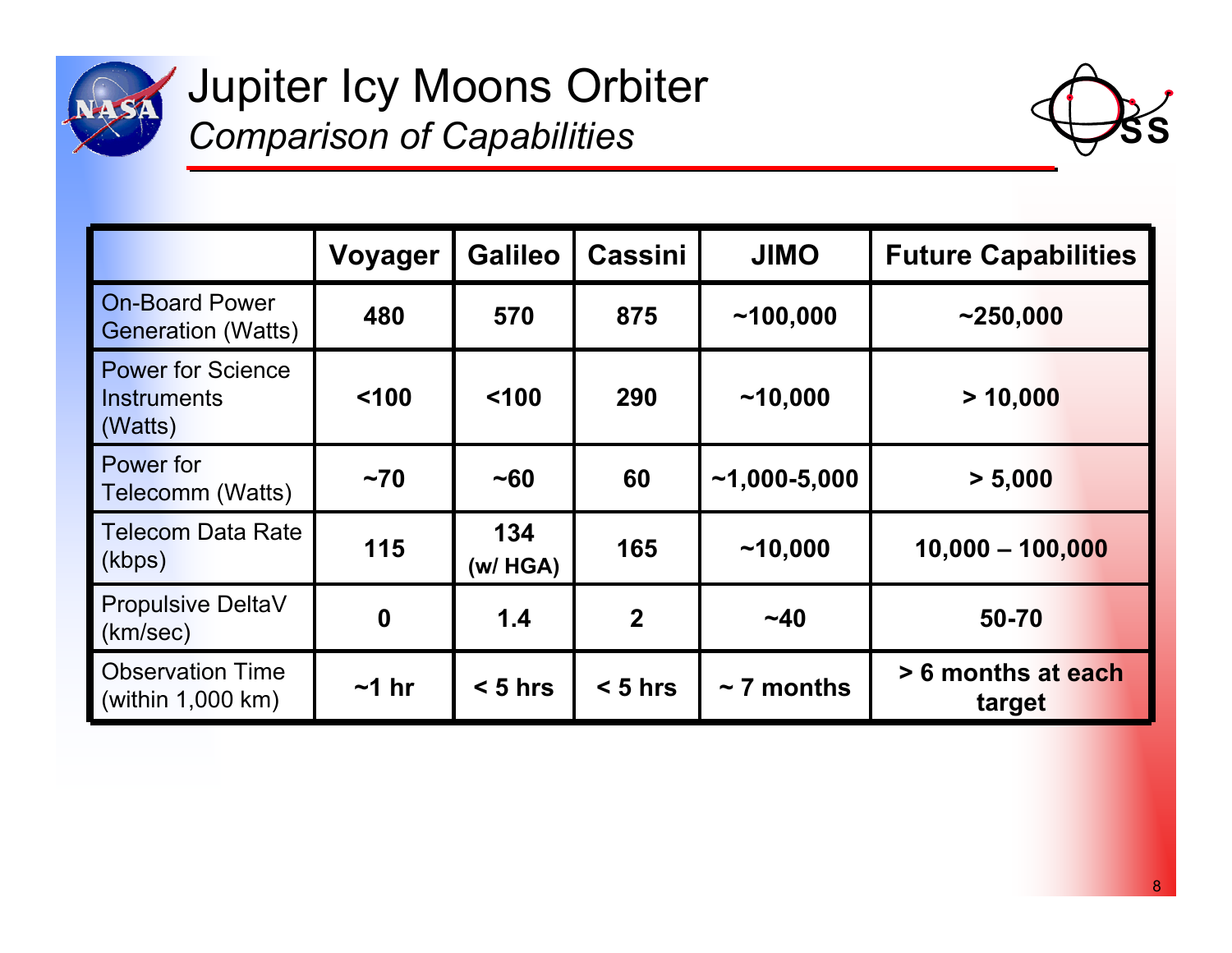# Jupiter Icy Moons Orbiter

*Comparison of Capabilities*

| | Voyager | Galileo | Cassini | JIMO | Future Capabilities |
|---|---|---|---|---|---|
| On-Board Power Generation (Watts) | **480** | **570** | **875** | **~100,000** | **~250,000** |
| Power for Science Instruments (Watts) | **<100** | **<100** | **290** | **~10,000** | **> 10,000** |
| Power for Telecomm (Watts) | **~70** | **~60** | **60** | **~1,000-5,000** | **> 5,000** |
| Telecom Data Rate (kbps) | **115** | **134 (w/ HGA)** | **165** | **~10,000** | **10,000 – 100,000** |
| Propulsive DeltaV (km/sec) | **0** | **1.4** | **2** | **~40** | **50-70** |
| Observation Time (within 1,000 km) | **~1 hr** | **< 5 hrs** | **< 5 hrs** | **~ 7 months** | **> 6 months at each target** |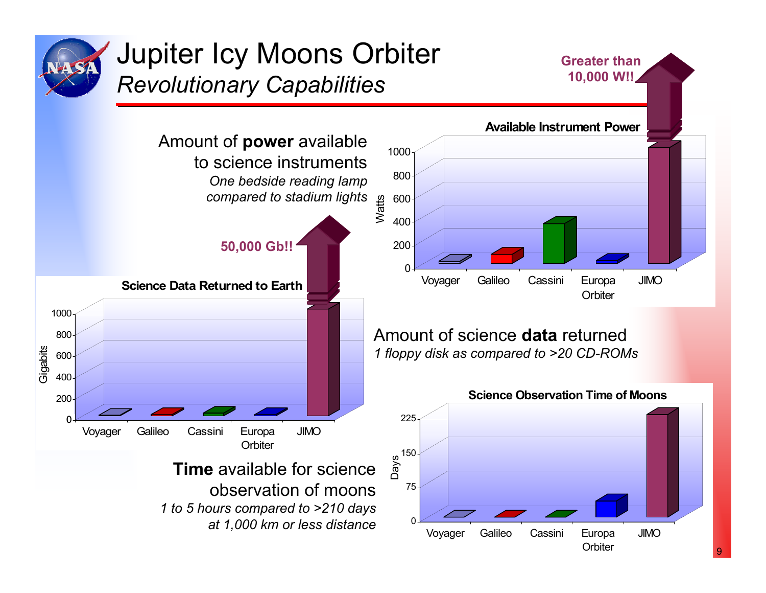# Jupiter Icy Moons Orbiter

## *Revolutionary Capabilities*

Amount of **power** available to science instruments

*One bedside reading lamp compared to stadium lights*

**Available Instrument Power**

Greater than 10,000 W!!

Watts: 0, 200, 400, 600, 800, 1000

Voyager, Galileo, Cassini, Europa Orbiter, JIMO

Amount of science **data** returned

*1 floppy disk as compared to >20 CD-ROMs*

**Science Data Returned to Earth**

50,000 Gb!!

Gigabits: 0, 200, 400, 600, 800, 1000

Voyager, Galileo, Cassini, Europa Orbiter, JIMO

**Time** available for science observation of moons

*1 to 5 hours compared to >210 days at 1,000 km or less distance*

**Science Observation Time of Moons**

Days: 0, 75, 150, 225

Voyager, Galileo, Cassini, Europa Orbiter, JIMO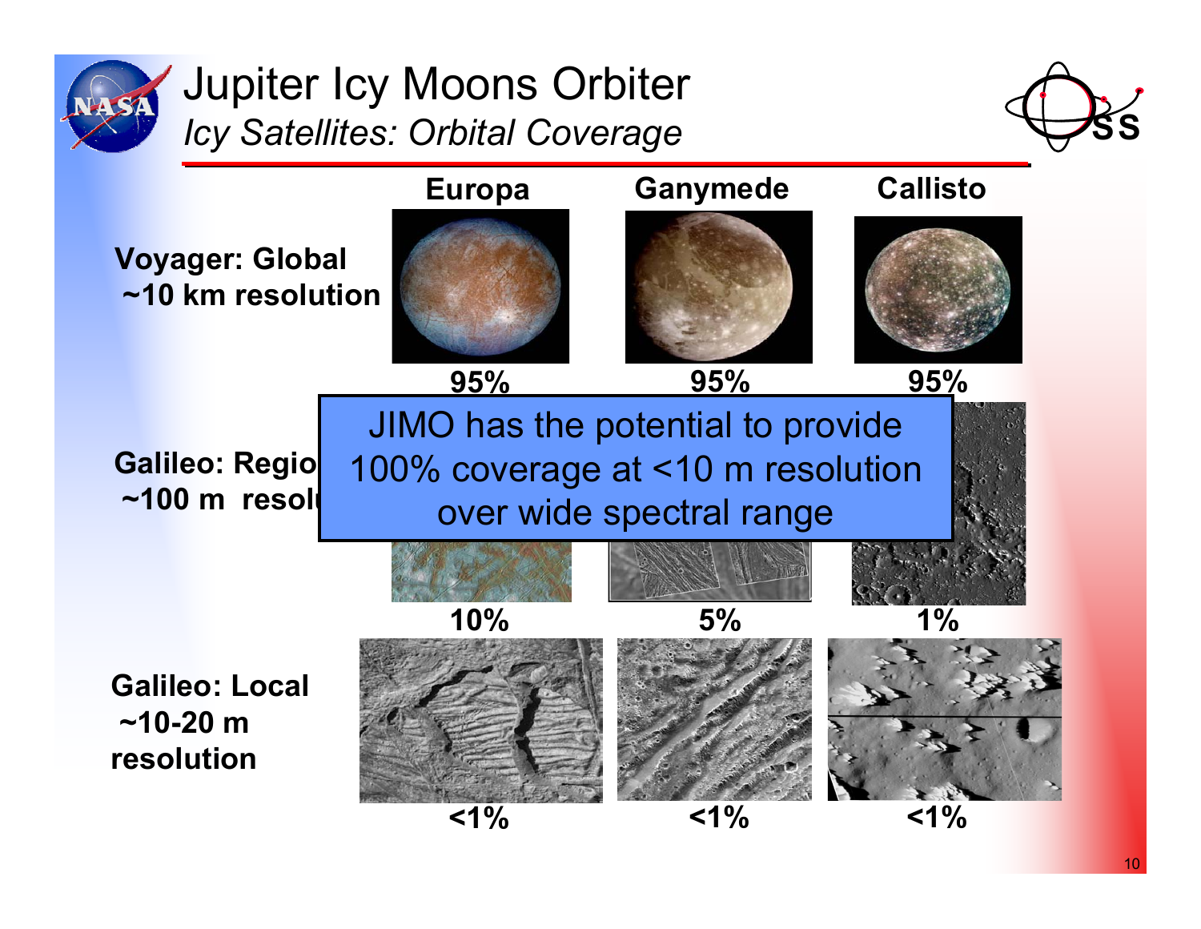# Jupiter Icy Moons Orbiter

## *Icy Satellites: Orbital Coverage*

| | Europa | Ganymede | Callisto |
|---|---|---|---|
| **Voyager: Global ~10 km resolution** | 95% | 95% | 95% |
| **Galileo: Regio… ~100 m resol…** | 10% | 5% | 1% |
| **Galileo: Local ~10-20 m resolution** | <1% | <1% | <1% |

JIMO has the potential to provide 100% coverage at <10 m resolution over wide spectral range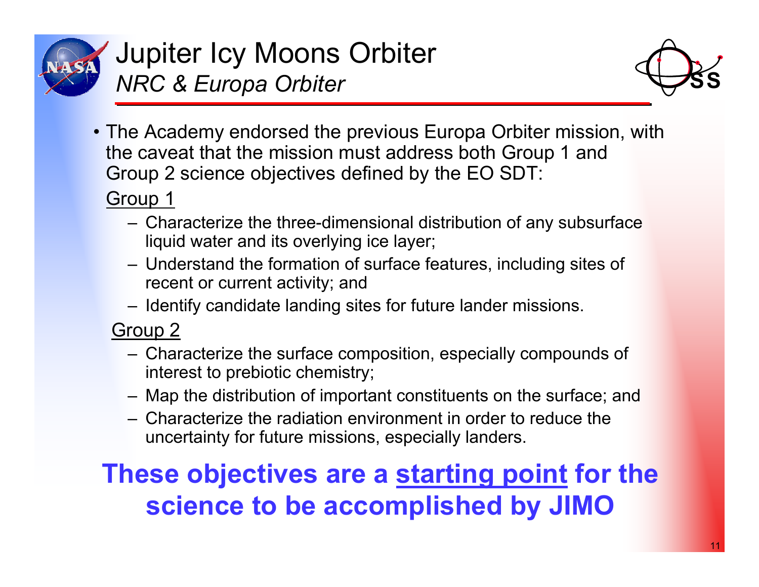# Jupiter Icy Moons Orbiter

## *NRC & Europa Orbiter*

- The Academy endorsed the previous Europa Orbiter mission, with the caveat that the mission must address both Group 1 and Group 2 science objectives defined by the EO SDT:

<u>Group 1</u>

- Characterize the three-dimensional distribution of any subsurface liquid water and its overlying ice layer;
- Understand the formation of surface features, including sites of recent or current activity; and
- Identify candidate landing sites for future lander missions.

<u>Group 2</u>

- Characterize the surface composition, especially compounds of interest to prebiotic chemistry;
- Map the distribution of important constituents on the surface; and
- Characterize the radiation environment in order to reduce the uncertainty for future missions, especially landers.

**These objectives are a <u>starting point</u> for the science to be accomplished by JIMO**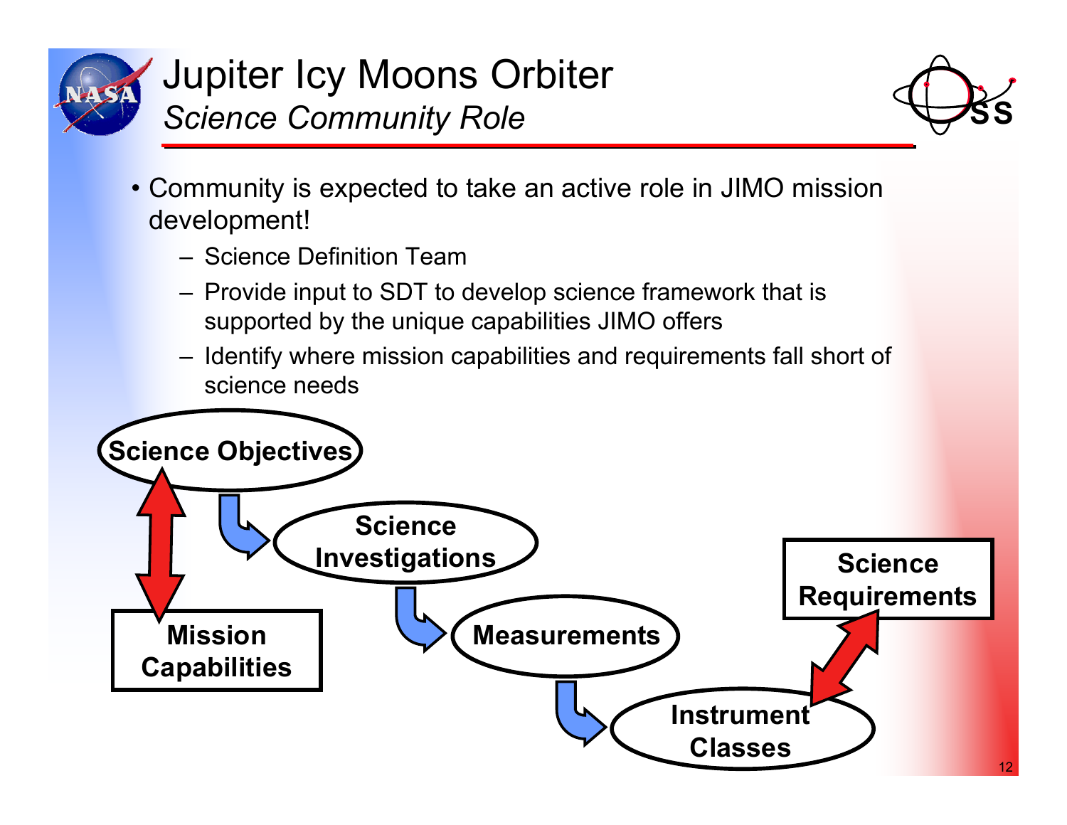# Jupiter Icy Moons Orbiter

## *Science Community Role*

- Community is expected to take an active role in JIMO mission development!
  - Science Definition Team
  - Provide input to SDT to develop science framework that is supported by the unique capabilities JIMO offers
  - Identify where mission capabilities and requirements fall short of science needs

**Science Objectives**

**Science Investigations**

**Measurements**

**Instrument Classes**

**Mission Capabilities**

**Science Requirements**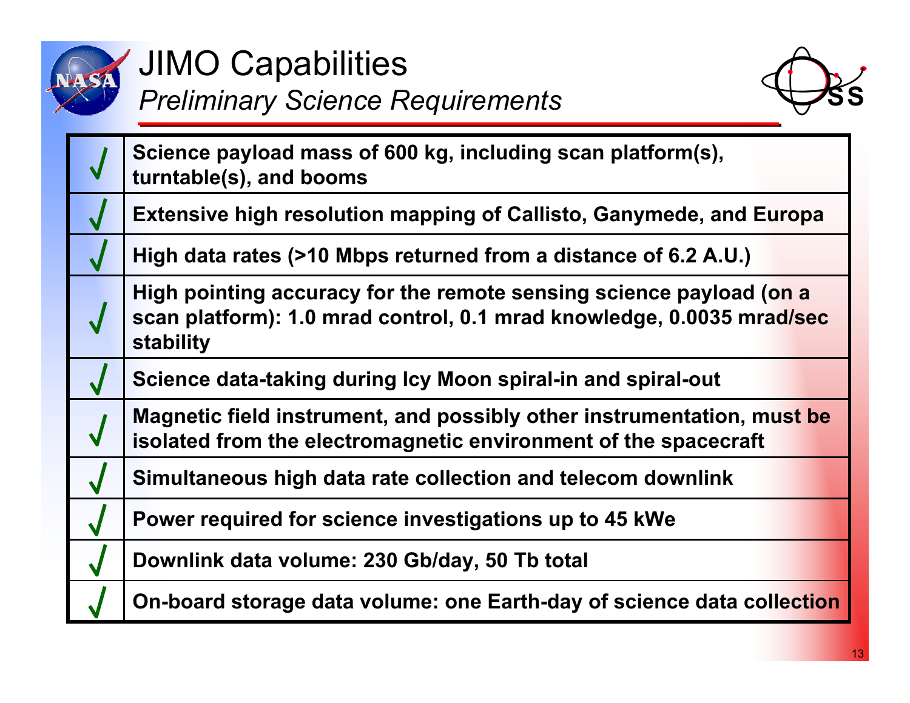# JIMO Capabilities

*Preliminary Science Requirements*

| | |
|---|---|
| √ | Science payload mass of 600 kg, including scan platform(s), turntable(s), and booms |
| √ | Extensive high resolution mapping of Callisto, Ganymede, and Europa |
| √ | High data rates (>10 Mbps returned from a distance of 6.2 A.U.) |
| √ | High pointing accuracy for the remote sensing science payload (on a scan platform): 1.0 mrad control, 0.1 mrad knowledge, 0.0035 mrad/sec stability |
| √ | Science data-taking during Icy Moon spiral-in and spiral-out |
| √ | Magnetic field instrument, and possibly other instrumentation, must be isolated from the electromagnetic environment of the spacecraft |
| √ | Simultaneous high data rate collection and telecom downlink |
| √ | Power required for science investigations up to 45 kWe |
| √ | Downlink data volume: 230 Gb/day, 50 Tb total |
| √ | On-board storage data volume: one Earth-day of science data collection |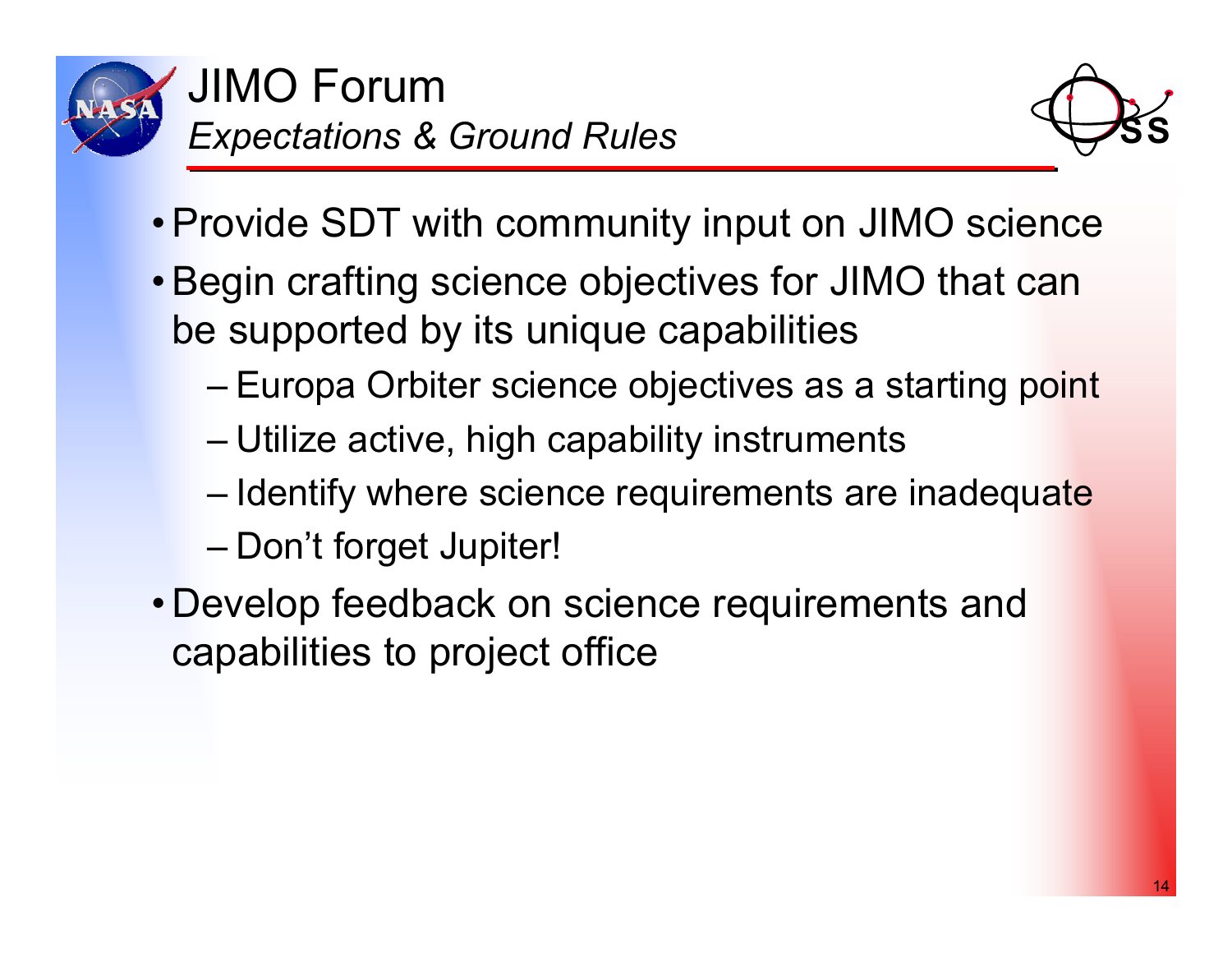# JIMO Forum

*Expectations & Ground Rules*

- Provide SDT with community input on JIMO science
- Begin crafting science objectives for JIMO that can be supported by its unique capabilities
  - Europa Orbiter science objectives as a starting point
  - Utilize active, high capability instruments
  - Identify where science requirements are inadequate
  - Don’t forget Jupiter!
- Develop feedback on science requirements and capabilities to project office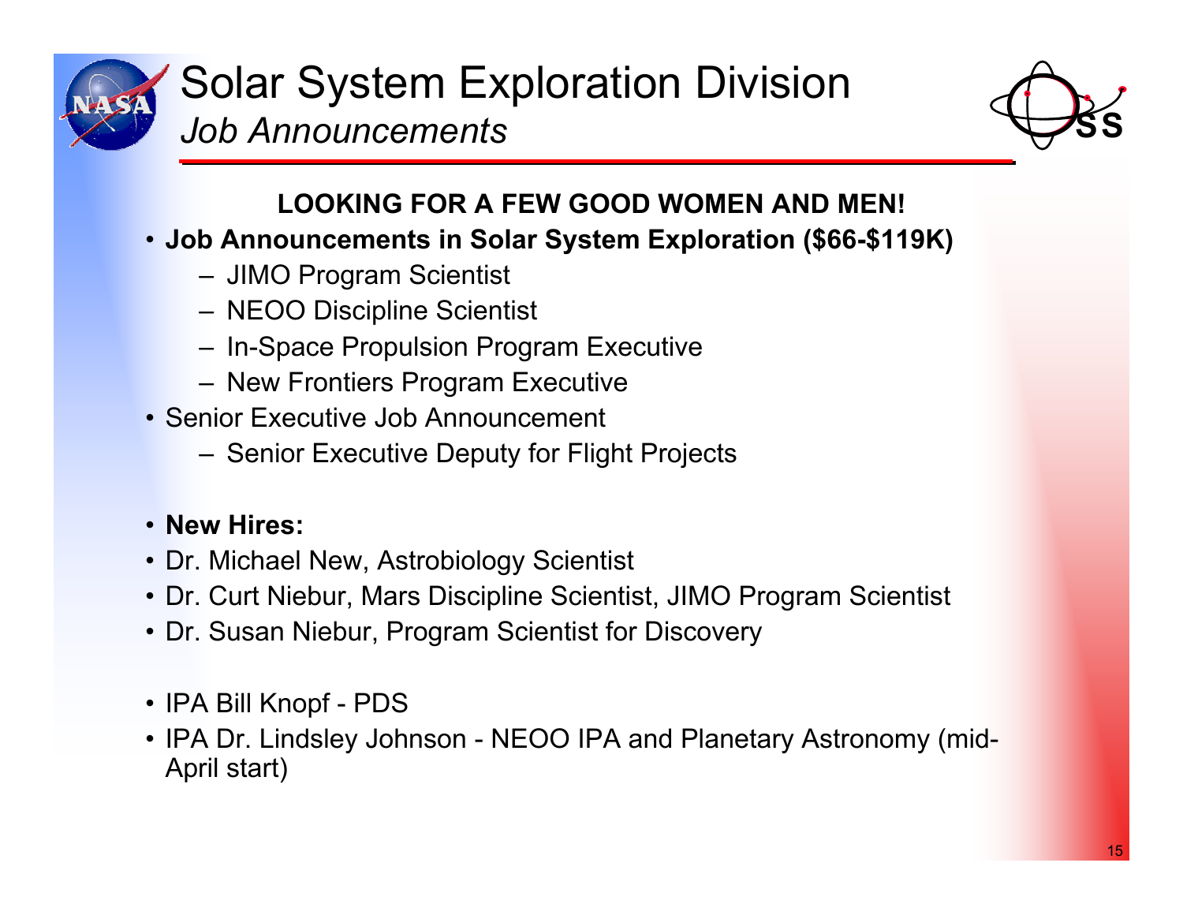# Solar System Exploration Division

## *Job Announcements*

**LOOKING FOR A FEW GOOD WOMEN AND MEN!**

- **Job Announcements in Solar System Exploration ($66-$119K)**
  - JIMO Program Scientist
  - NEOO Discipline Scientist
  - In-Space Propulsion Program Executive
  - New Frontiers Program Executive
- Senior Executive Job Announcement
  - Senior Executive Deputy for Flight Projects

- **New Hires:**
- Dr. Michael New, Astrobiology Scientist
- Dr. Curt Niebur, Mars Discipline Scientist, JIMO Program Scientist
- Dr. Susan Niebur, Program Scientist for Discovery

- IPA Bill Knopf - PDS
- IPA Dr. Lindsley Johnson - NEOO IPA and Planetary Astronomy (mid-April start)